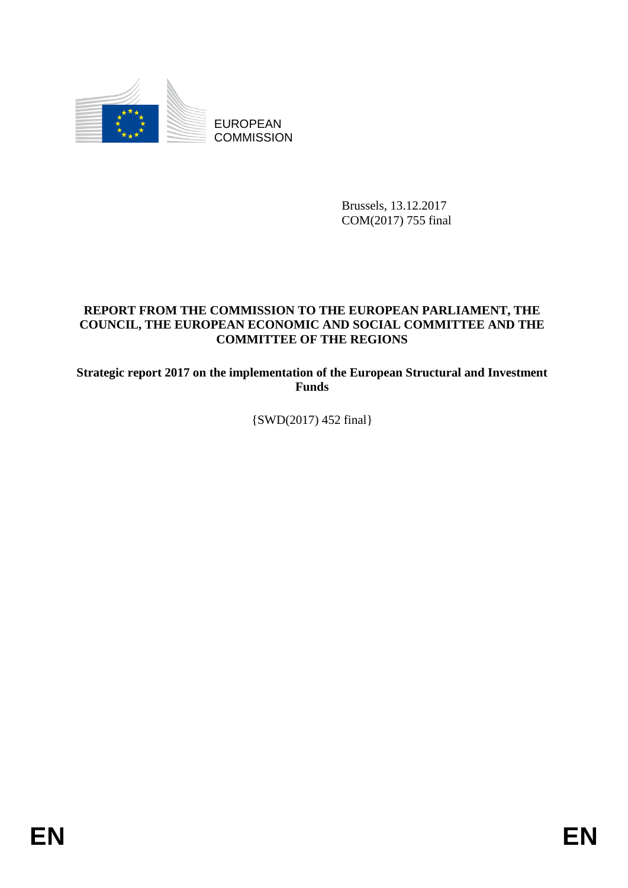EUROPEAN COMMISSION

Brussels, 13.12.2017
COM(2017) 755 final

# REPORT FROM THE COMMISSION TO THE EUROPEAN PARLIAMENT, THE COUNCIL, THE EUROPEAN ECONOMIC AND SOCIAL COMMITTEE AND THE COMMITTEE OF THE REGIONS

## Strategic report 2017 on the implementation of the European Structural and Investment Funds

{SWD(2017) 452 final}

EN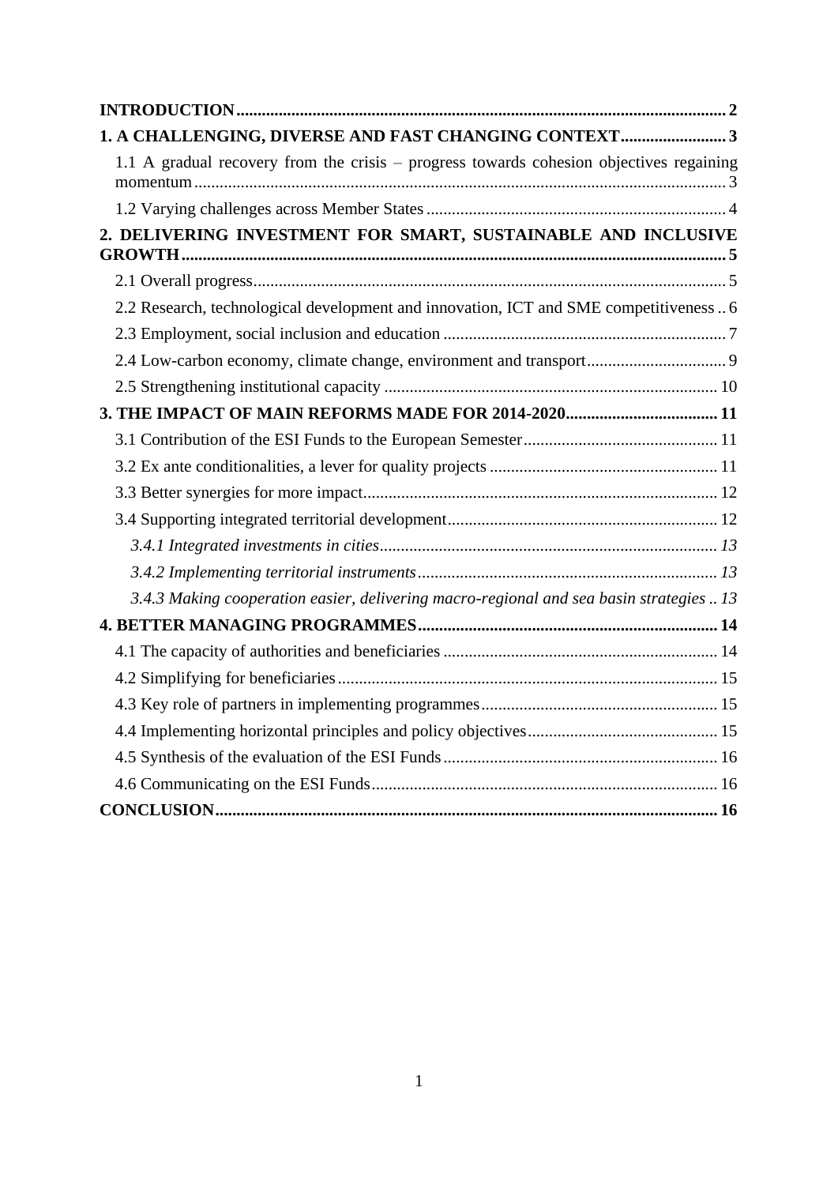**INTRODUCTION** .......... **2**

**1. A CHALLENGING, DIVERSE AND FAST CHANGING CONTEXT** .......... **3**

- 1.1 A gradual recovery from the crisis – progress towards cohesion objectives regaining momentum .......... 3
- 1.2 Varying challenges across Member States .......... 4

**2. DELIVERING INVESTMENT FOR SMART, SUSTAINABLE AND INCLUSIVE GROWTH** .......... **5**

- 2.1 Overall progress .......... 5
- 2.2 Research, technological development and innovation, ICT and SME competitiveness .. 6
- 2.3 Employment, social inclusion and education .......... 7
- 2.4 Low-carbon economy, climate change, environment and transport .......... 9
- 2.5 Strengthening institutional capacity .......... 10

**3. THE IMPACT OF MAIN REFORMS MADE FOR 2014-2020** .......... **11**

- 3.1 Contribution of the ESI Funds to the European Semester .......... 11
- 3.2 Ex ante conditionalities, a lever for quality projects .......... 11
- 3.3 Better synergies for more impact .......... 12
- 3.4 Supporting integrated territorial development .......... 12
  - *3.4.1 Integrated investments in cities .......... 13*
  - *3.4.2 Implementing territorial instruments .......... 13*
  - *3.4.3 Making cooperation easier, delivering macro-regional and sea basin strategies .. 13*

**4. BETTER MANAGING PROGRAMMES** .......... **14**

- 4.1 The capacity of authorities and beneficiaries .......... 14
- 4.2 Simplifying for beneficiaries .......... 15
- 4.3 Key role of partners in implementing programmes .......... 15
- 4.4 Implementing horizontal principles and policy objectives .......... 15
- 4.5 Synthesis of the evaluation of the ESI Funds .......... 16
- 4.6 Communicating on the ESI Funds .......... 16

**CONCLUSION** .......... **16**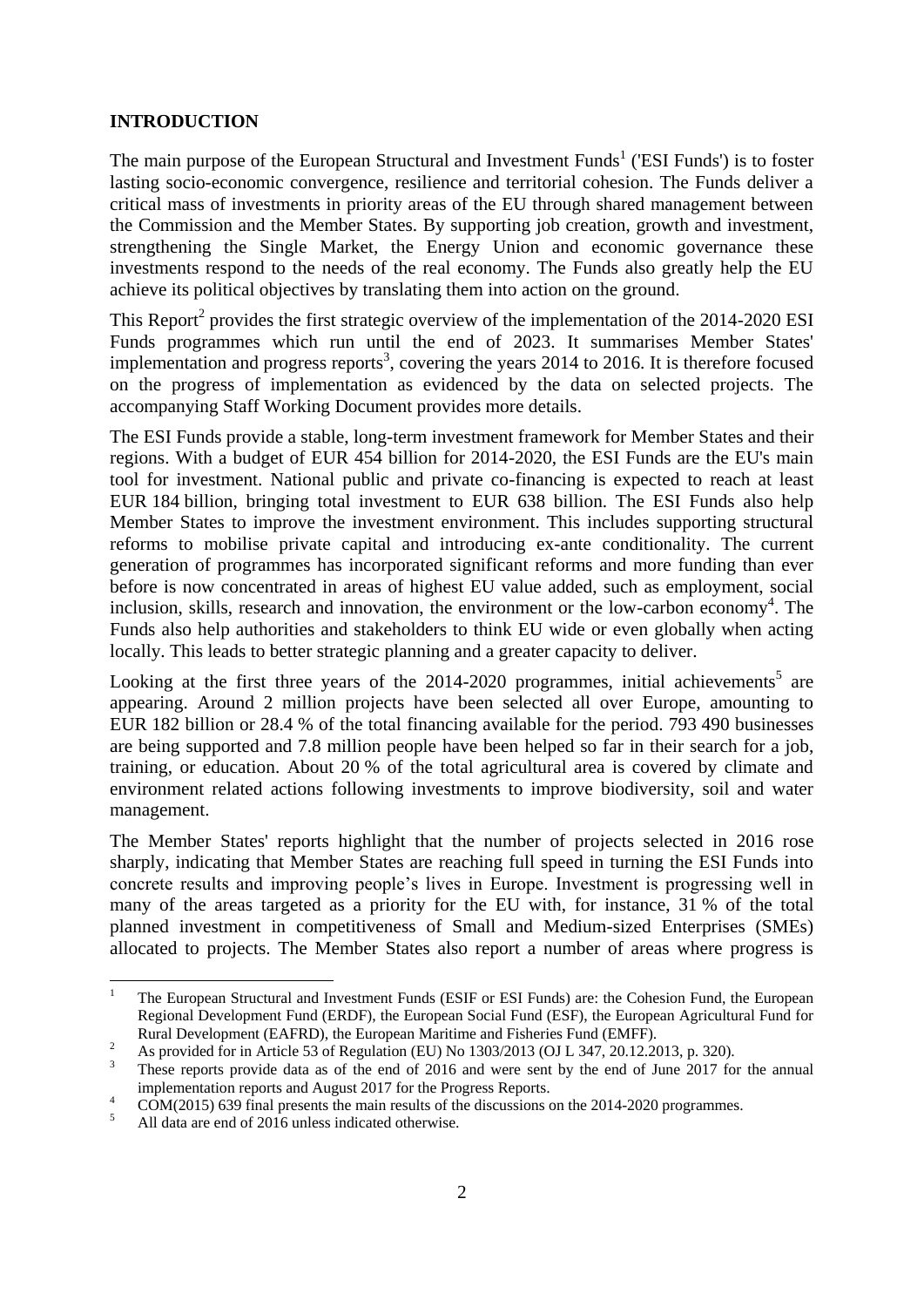## INTRODUCTION

The main purpose of the European Structural and Investment Funds[1] ('ESI Funds') is to foster lasting socio-economic convergence, resilience and territorial cohesion. The Funds deliver a critical mass of investments in priority areas of the EU through shared management between the Commission and the Member States. By supporting job creation, growth and investment, strengthening the Single Market, the Energy Union and economic governance these investments respond to the needs of the real economy. The Funds also greatly help the EU achieve its political objectives by translating them into action on the ground.

This Report[2] provides the first strategic overview of the implementation of the 2014-2020 ESI Funds programmes which run until the end of 2023. It summarises Member States' implementation and progress reports[3], covering the years 2014 to 2016. It is therefore focused on the progress of implementation as evidenced by the data on selected projects. The accompanying Staff Working Document provides more details.

The ESI Funds provide a stable, long-term investment framework for Member States and their regions. With a budget of EUR 454 billion for 2014-2020, the ESI Funds are the EU's main tool for investment. National public and private co-financing is expected to reach at least EUR 184 billion, bringing total investment to EUR 638 billion. The ESI Funds also help Member States to improve the investment environment. This includes supporting structural reforms to mobilise private capital and introducing ex-ante conditionality. The current generation of programmes has incorporated significant reforms and more funding than ever before is now concentrated in areas of highest EU value added, such as employment, social inclusion, skills, research and innovation, the environment or the low-carbon economy[4]. The Funds also help authorities and stakeholders to think EU wide or even globally when acting locally. This leads to better strategic planning and a greater capacity to deliver.

Looking at the first three years of the 2014-2020 programmes, initial achievements[5] are appearing. Around 2 million projects have been selected all over Europe, amounting to EUR 182 billion or 28.4 % of the total financing available for the period. 793 490 businesses are being supported and 7.8 million people have been helped so far in their search for a job, training, or education. About 20 % of the total agricultural area is covered by climate and environment related actions following investments to improve biodiversity, soil and water management.

The Member States' reports highlight that the number of projects selected in 2016 rose sharply, indicating that Member States are reaching full speed in turning the ESI Funds into concrete results and improving people's lives in Europe. Investment is progressing well in many of the areas targeted as a priority for the EU with, for instance, 31 % of the total planned investment in competitiveness of Small and Medium-sized Enterprises (SMEs) allocated to projects. The Member States also report a number of areas where progress is

---

[1] The European Structural and Investment Funds (ESIF or ESI Funds) are: the Cohesion Fund, the European Regional Development Fund (ERDF), the European Social Fund (ESF), the European Agricultural Fund for Rural Development (EAFRD), the European Maritime and Fisheries Fund (EMFF).

[2] As provided for in Article 53 of Regulation (EU) No 1303/2013 (OJ L 347, 20.12.2013, p. 320).

[3] These reports provide data as of the end of 2016 and were sent by the end of June 2017 for the annual implementation reports and August 2017 for the Progress Reports.

[4] COM(2015) 639 final presents the main results of the discussions on the 2014-2020 programmes.

[5] All data are end of 2016 unless indicated otherwise.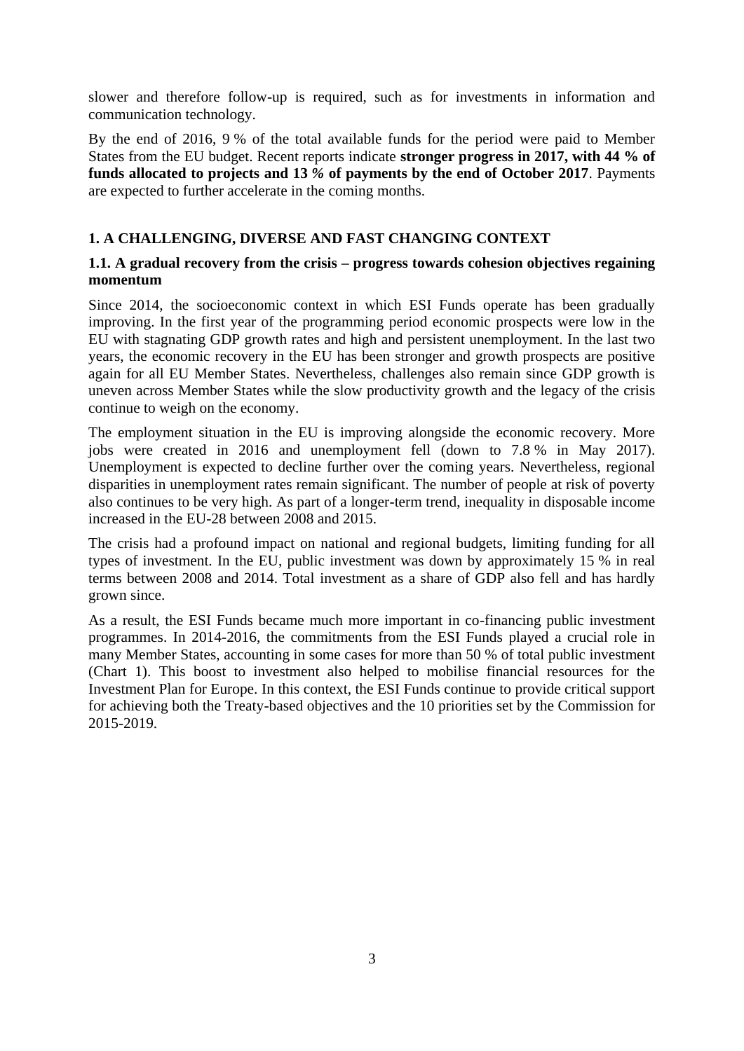slower and therefore follow-up is required, such as for investments in information and communication technology.

By the end of 2016, 9 % of the total available funds for the period were paid to Member States from the EU budget. Recent reports indicate **stronger progress in 2017, with 44 % of funds allocated to projects and 13 % of payments by the end of October 2017**. Payments are expected to further accelerate in the coming months.

## 1. A CHALLENGING, DIVERSE AND FAST CHANGING CONTEXT

### 1.1. A gradual recovery from the crisis – progress towards cohesion objectives regaining momentum

Since 2014, the socioeconomic context in which ESI Funds operate has been gradually improving. In the first year of the programming period economic prospects were low in the EU with stagnating GDP growth rates and high and persistent unemployment. In the last two years, the economic recovery in the EU has been stronger and growth prospects are positive again for all EU Member States. Nevertheless, challenges also remain since GDP growth is uneven across Member States while the slow productivity growth and the legacy of the crisis continue to weigh on the economy.

The employment situation in the EU is improving alongside the economic recovery. More jobs were created in 2016 and unemployment fell (down to 7.8 % in May 2017). Unemployment is expected to decline further over the coming years. Nevertheless, regional disparities in unemployment rates remain significant. The number of people at risk of poverty also continues to be very high. As part of a longer-term trend, inequality in disposable income increased in the EU-28 between 2008 and 2015.

The crisis had a profound impact on national and regional budgets, limiting funding for all types of investment. In the EU, public investment was down by approximately 15 % in real terms between 2008 and 2014. Total investment as a share of GDP also fell and has hardly grown since.

As a result, the ESI Funds became much more important in co-financing public investment programmes. In 2014-2016, the commitments from the ESI Funds played a crucial role in many Member States, accounting in some cases for more than 50 % of total public investment (Chart 1). This boost to investment also helped to mobilise financial resources for the Investment Plan for Europe. In this context, the ESI Funds continue to provide critical support for achieving both the Treaty-based objectives and the 10 priorities set by the Commission for 2015-2019.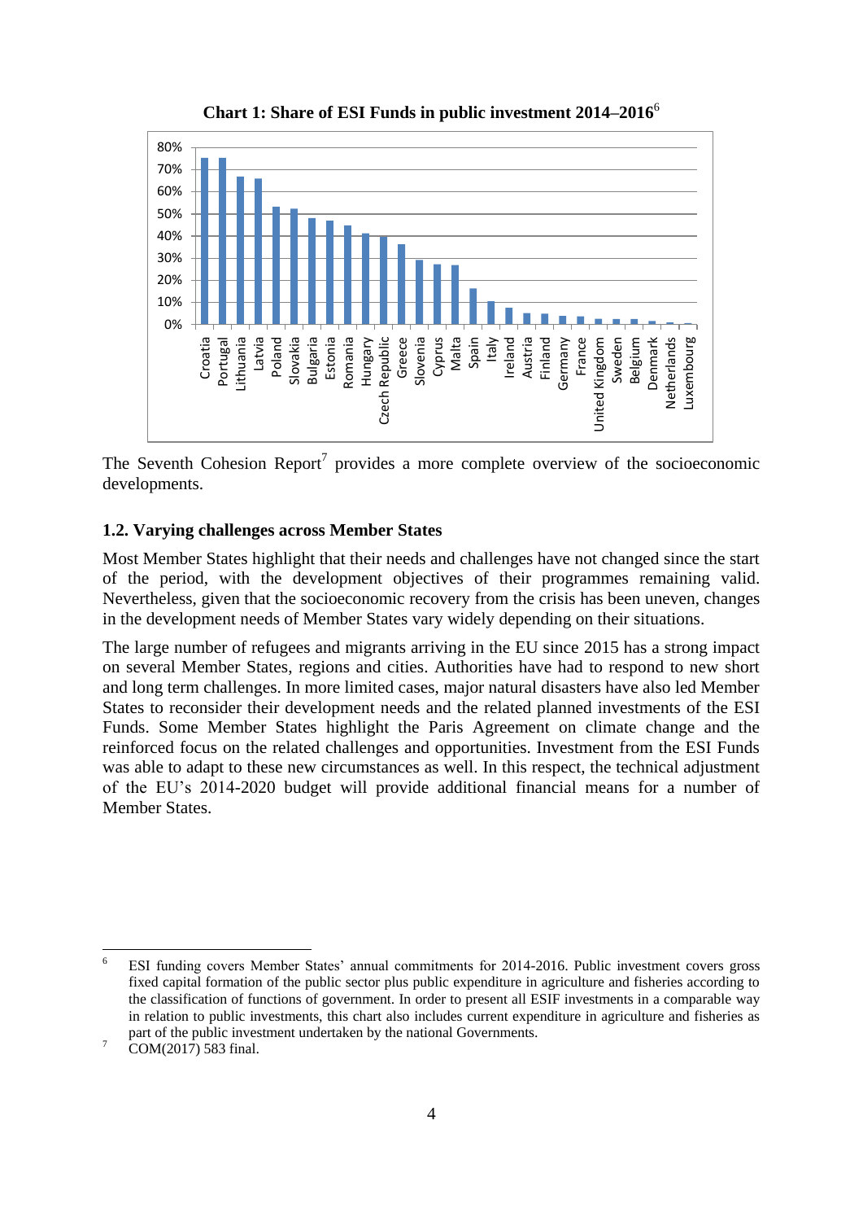**Chart 1: Share of ESI Funds in public investment 2014–2016**[6]

The Seventh Cohesion Report[7] provides a more complete overview of the socioeconomic developments.

### 1.2. Varying challenges across Member States

Most Member States highlight that their needs and challenges have not changed since the start of the period, with the development objectives of their programmes remaining valid. Nevertheless, given that the socioeconomic recovery from the crisis has been uneven, changes in the development needs of Member States vary widely depending on their situations.

The large number of refugees and migrants arriving in the EU since 2015 has a strong impact on several Member States, regions and cities. Authorities have had to respond to new short and long term challenges. In more limited cases, major natural disasters have also led Member States to reconsider their development needs and the related planned investments of the ESI Funds. Some Member States highlight the Paris Agreement on climate change and the reinforced focus on the related challenges and opportunities. Investment from the ESI Funds was able to adapt to these new circumstances as well. In this respect, the technical adjustment of the EU's 2014-2020 budget will provide additional financial means for a number of Member States.

---

[6] ESI funding covers Member States' annual commitments for 2014-2016. Public investment covers gross fixed capital formation of the public sector plus public expenditure in agriculture and fisheries according to the classification of functions of government. In order to present all ESIF investments in a comparable way in relation to public investments, this chart also includes current expenditure in agriculture and fisheries as part of the public investment undertaken by the national Governments.

[7] COM(2017) 583 final.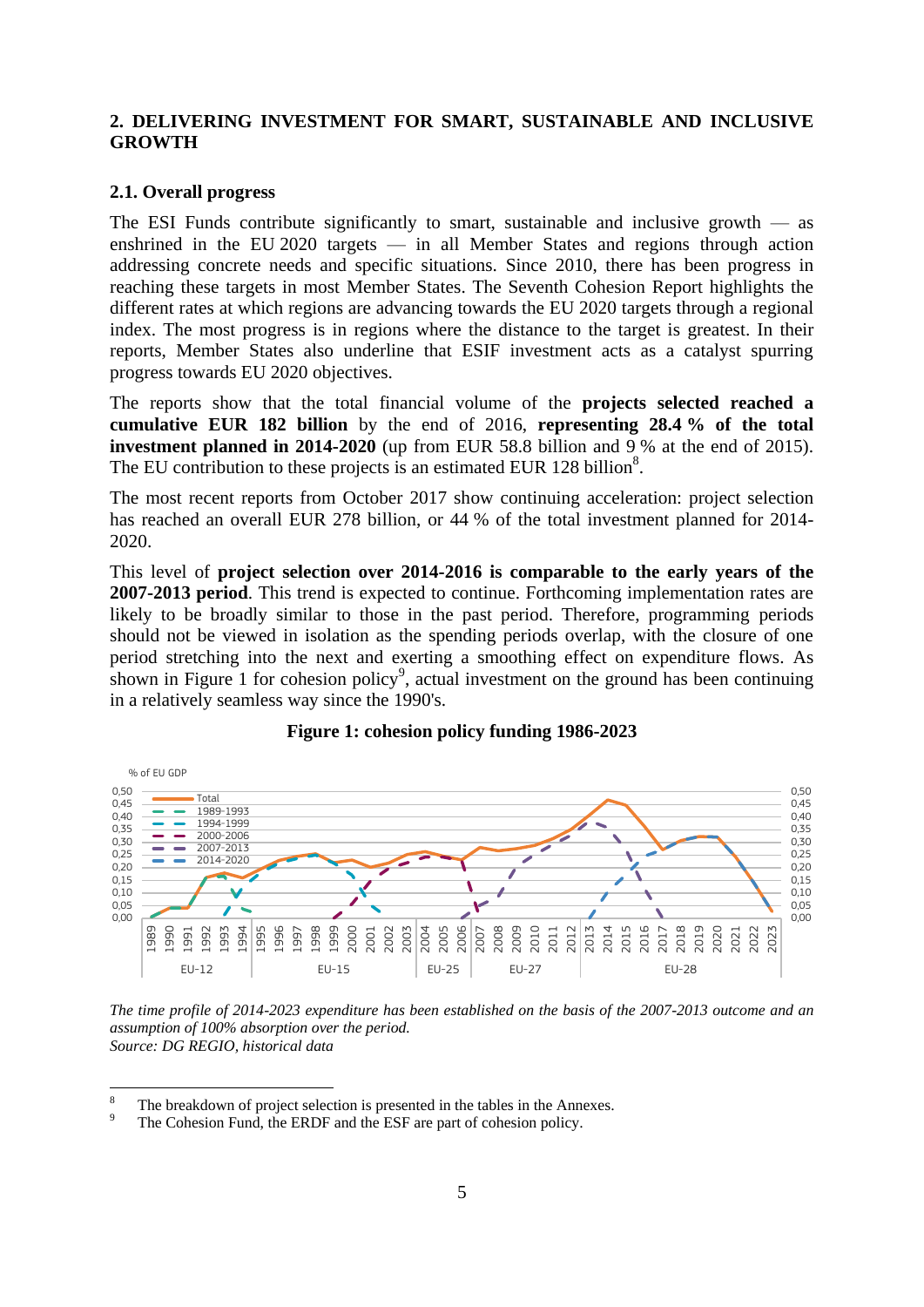## 2. DELIVERING INVESTMENT FOR SMART, SUSTAINABLE AND INCLUSIVE GROWTH

### 2.1. Overall progress

The ESI Funds contribute significantly to smart, sustainable and inclusive growth — as enshrined in the EU 2020 targets — in all Member States and regions through action addressing concrete needs and specific situations. Since 2010, there has been progress in reaching these targets in most Member States. The Seventh Cohesion Report highlights the different rates at which regions are advancing towards the EU 2020 targets through a regional index. The most progress is in regions where the distance to the target is greatest. In their reports, Member States also underline that ESIF investment acts as a catalyst spurring progress towards EU 2020 objectives.

The reports show that the total financial volume of the **projects selected reached a cumulative EUR 182 billion** by the end of 2016, **representing 28.4 % of the total investment planned in 2014-2020** (up from EUR 58.8 billion and 9 % at the end of 2015). The EU contribution to these projects is an estimated EUR 128 billion[8].

The most recent reports from October 2017 show continuing acceleration: project selection has reached an overall EUR 278 billion, or 44 % of the total investment planned for 2014-2020.

This level of **project selection over 2014-2016 is comparable to the early years of the 2007-2013 period**. This trend is expected to continue. Forthcoming implementation rates are likely to be broadly similar to those in the past period. Therefore, programming periods should not be viewed in isolation as the spending periods overlap, with the closure of one period stretching into the next and exerting a smoothing effect on expenditure flows. As shown in Figure 1 for cohesion policy[9], actual investment on the ground has been continuing in a relatively seamless way since the 1990's.

**Figure 1: cohesion policy funding 1986-2023**

*The time profile of 2014-2023 expenditure has been established on the basis of the 2007-2013 outcome and an assumption of 100% absorption over the period.*
*Source: DG REGIO, historical data*

---

[8] The breakdown of project selection is presented in the tables in the Annexes.

[9] The Cohesion Fund, the ERDF and the ESF are part of cohesion policy.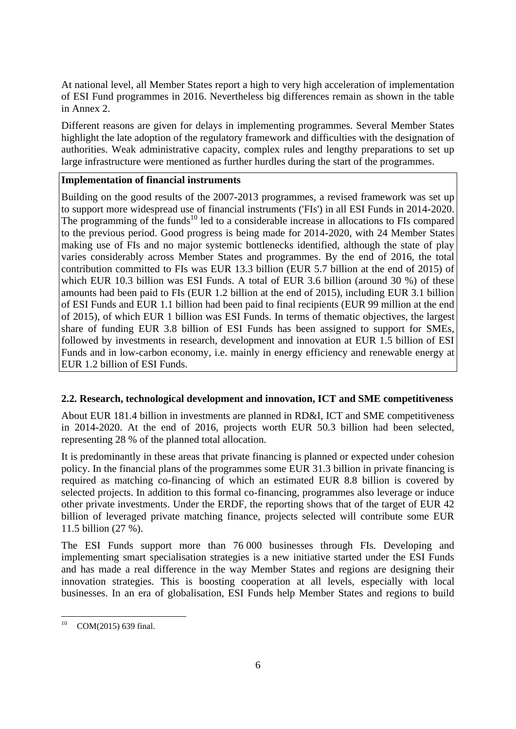At national level, all Member States report a high to very high acceleration of implementation of ESI Fund programmes in 2016. Nevertheless big differences remain as shown in the table in Annex 2.

Different reasons are given for delays in implementing programmes. Several Member States highlight the late adoption of the regulatory framework and difficulties with the designation of authorities. Weak administrative capacity, complex rules and lengthy preparations to set up large infrastructure were mentioned as further hurdles during the start of the programmes.

**Implementation of financial instruments**

Building on the good results of the 2007-2013 programmes, a revised framework was set up to support more widespread use of financial instruments ('FIs') in all ESI Funds in 2014-2020. The programming of the funds[10] led to a considerable increase in allocations to FIs compared to the previous period. Good progress is being made for 2014-2020, with 24 Member States making use of FIs and no major systemic bottlenecks identified, although the state of play varies considerably across Member States and programmes. By the end of 2016, the total contribution committed to FIs was EUR 13.3 billion (EUR 5.7 billion at the end of 2015) of which EUR 10.3 billion was ESI Funds. A total of EUR 3.6 billion (around 30 %) of these amounts had been paid to FIs (EUR 1.2 billion at the end of 2015), including EUR 3.1 billion of ESI Funds and EUR 1.1 billion had been paid to final recipients (EUR 99 million at the end of 2015), of which EUR 1 billion was ESI Funds. In terms of thematic objectives, the largest share of funding EUR 3.8 billion of ESI Funds has been assigned to support for SMEs, followed by investments in research, development and innovation at EUR 1.5 billion of ESI Funds and in low-carbon economy, i.e. mainly in energy efficiency and renewable energy at EUR 1.2 billion of ESI Funds.

### 2.2. Research, technological development and innovation, ICT and SME competitiveness

About EUR 181.4 billion in investments are planned in RD&I, ICT and SME competitiveness in 2014-2020. At the end of 2016, projects worth EUR 50.3 billion had been selected, representing 28 % of the planned total allocation.

It is predominantly in these areas that private financing is planned or expected under cohesion policy. In the financial plans of the programmes some EUR 31.3 billion in private financing is required as matching co-financing of which an estimated EUR 8.8 billion is covered by selected projects. In addition to this formal co-financing, programmes also leverage or induce other private investments. Under the ERDF, the reporting shows that of the target of EUR 42 billion of leveraged private matching finance, projects selected will contribute some EUR 11.5 billion (27 %).

The ESI Funds support more than 76 000 businesses through FIs. Developing and implementing smart specialisation strategies is a new initiative started under the ESI Funds and has made a real difference in the way Member States and regions are designing their innovation strategies. This is boosting cooperation at all levels, especially with local businesses. In an era of globalisation, ESI Funds help Member States and regions to build

[10] COM(2015) 639 final.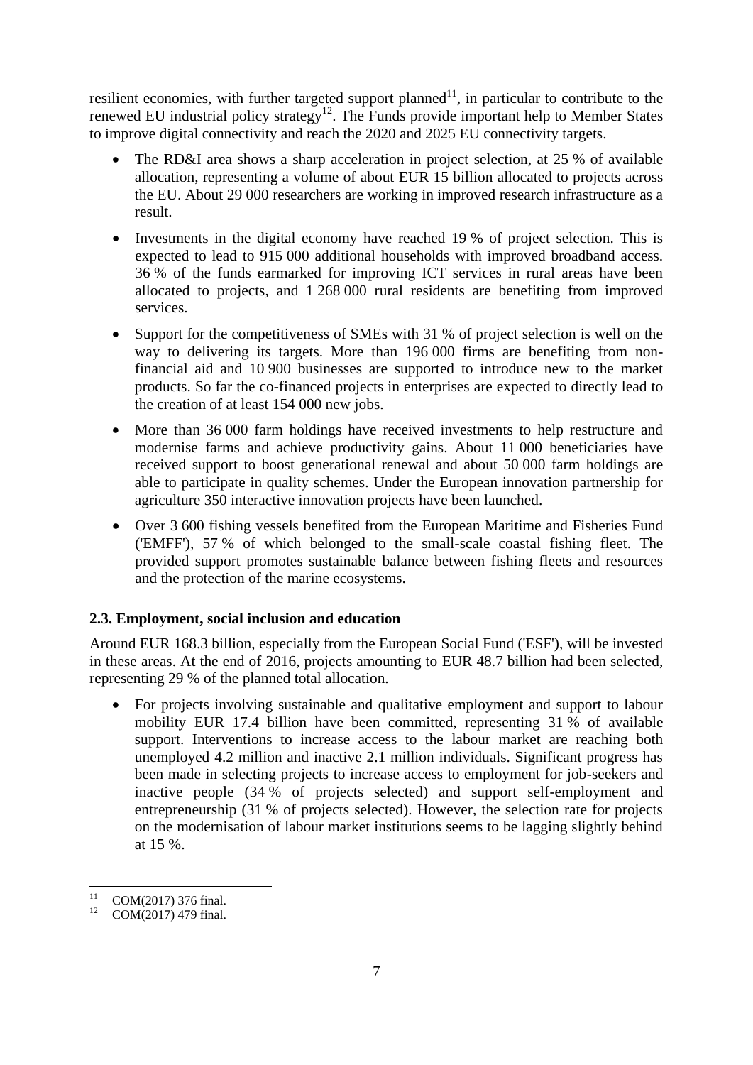resilient economies, with further targeted support planned[11], in particular to contribute to the renewed EU industrial policy strategy[12]. The Funds provide important help to Member States to improve digital connectivity and reach the 2020 and 2025 EU connectivity targets.

- The RD&I area shows a sharp acceleration in project selection, at 25 % of available allocation, representing a volume of about EUR 15 billion allocated to projects across the EU. About 29 000 researchers are working in improved research infrastructure as a result.
- Investments in the digital economy have reached 19 % of project selection. This is expected to lead to 915 000 additional households with improved broadband access. 36 % of the funds earmarked for improving ICT services in rural areas have been allocated to projects, and 1 268 000 rural residents are benefiting from improved services.
- Support for the competitiveness of SMEs with 31 % of project selection is well on the way to delivering its targets. More than 196 000 firms are benefiting from non-financial aid and 10 900 businesses are supported to introduce new to the market products. So far the co-financed projects in enterprises are expected to directly lead to the creation of at least 154 000 new jobs.
- More than 36 000 farm holdings have received investments to help restructure and modernise farms and achieve productivity gains. About 11 000 beneficiaries have received support to boost generational renewal and about 50 000 farm holdings are able to participate in quality schemes. Under the European innovation partnership for agriculture 350 interactive innovation projects have been launched.
- Over 3 600 fishing vessels benefited from the European Maritime and Fisheries Fund ('EMFF'), 57 % of which belonged to the small-scale coastal fishing fleet. The provided support promotes sustainable balance between fishing fleets and resources and the protection of the marine ecosystems.

**2.3. Employment, social inclusion and education**

Around EUR 168.3 billion, especially from the European Social Fund ('ESF'), will be invested in these areas. At the end of 2016, projects amounting to EUR 48.7 billion had been selected, representing 29 % of the planned total allocation.

- For projects involving sustainable and qualitative employment and support to labour mobility EUR 17.4 billion have been committed, representing 31 % of available support. Interventions to increase access to the labour market are reaching both unemployed 4.2 million and inactive 2.1 million individuals. Significant progress has been made in selecting projects to increase access to employment for job-seekers and inactive people (34 % of projects selected) and support self-employment and entrepreneurship (31 % of projects selected). However, the selection rate for projects on the modernisation of labour market institutions seems to be lagging slightly behind at 15 %.

[11] COM(2017) 376 final.
[12] COM(2017) 479 final.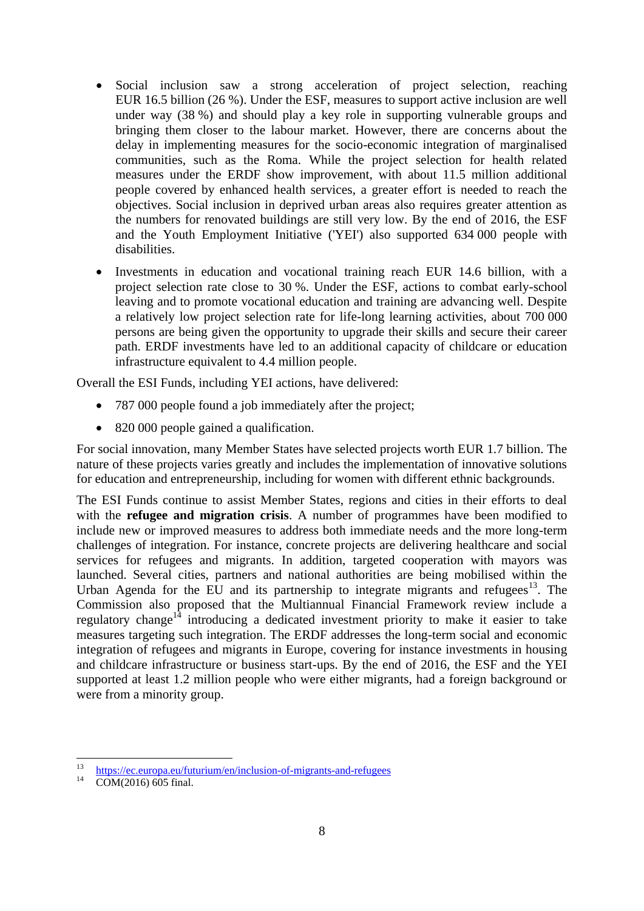- Social inclusion saw a strong acceleration of project selection, reaching EUR 16.5 billion (26 %). Under the ESF, measures to support active inclusion are well under way (38 %) and should play a key role in supporting vulnerable groups and bringing them closer to the labour market. However, there are concerns about the delay in implementing measures for the socio-economic integration of marginalised communities, such as the Roma. While the project selection for health related measures under the ERDF show improvement, with about 11.5 million additional people covered by enhanced health services, a greater effort is needed to reach the objectives. Social inclusion in deprived urban areas also requires greater attention as the numbers for renovated buildings are still very low. By the end of 2016, the ESF and the Youth Employment Initiative ('YEI') also supported 634 000 people with disabilities.

- Investments in education and vocational training reach EUR 14.6 billion, with a project selection rate close to 30 %. Under the ESF, actions to combat early-school leaving and to promote vocational education and training are advancing well. Despite a relatively low project selection rate for life-long learning activities, about 700 000 persons are being given the opportunity to upgrade their skills and secure their career path. ERDF investments have led to an additional capacity of childcare or education infrastructure equivalent to 4.4 million people.

Overall the ESI Funds, including YEI actions, have delivered:

- 787 000 people found a job immediately after the project;
- 820 000 people gained a qualification.

For social innovation, many Member States have selected projects worth EUR 1.7 billion. The nature of these projects varies greatly and includes the implementation of innovative solutions for education and entrepreneurship, including for women with different ethnic backgrounds.

The ESI Funds continue to assist Member States, regions and cities in their efforts to deal with the **refugee and migration crisis**. A number of programmes have been modified to include new or improved measures to address both immediate needs and the more long-term challenges of integration. For instance, concrete projects are delivering healthcare and social services for refugees and migrants. In addition, targeted cooperation with mayors was launched. Several cities, partners and national authorities are being mobilised within the Urban Agenda for the EU and its partnership to integrate migrants and refugees[13]. The Commission also proposed that the Multiannual Financial Framework review include a regulatory change[14] introducing a dedicated investment priority to make it easier to take measures targeting such integration. The ERDF addresses the long-term social and economic integration of refugees and migrants in Europe, covering for instance investments in housing and childcare infrastructure or business start-ups. By the end of 2016, the ESF and the YEI supported at least 1.2 million people who were either migrants, had a foreign background or were from a minority group.

[13] https://ec.europa.eu/futurium/en/inclusion-of-migrants-and-refugees

[14] COM(2016) 605 final.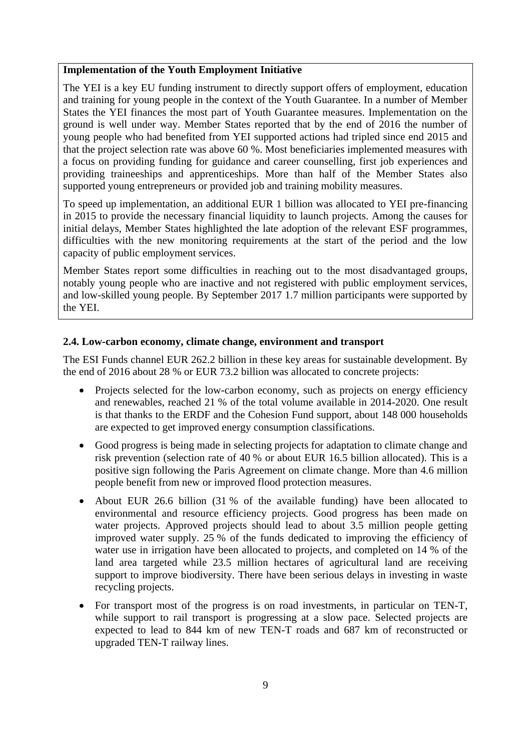**Implementation of the Youth Employment Initiative**

The YEI is a key EU funding instrument to directly support offers of employment, education and training for young people in the context of the Youth Guarantee. In a number of Member States the YEI finances the most part of Youth Guarantee measures. Implementation on the ground is well under way. Member States reported that by the end of 2016 the number of young people who had benefited from YEI supported actions had tripled since end 2015 and that the project selection rate was above 60 %. Most beneficiaries implemented measures with a focus on providing funding for guidance and career counselling, first job experiences and providing traineeships and apprenticeships. More than half of the Member States also supported young entrepreneurs or provided job and training mobility measures.

To speed up implementation, an additional EUR 1 billion was allocated to YEI pre-financing in 2015 to provide the necessary financial liquidity to launch projects. Among the causes for initial delays, Member States highlighted the late adoption of the relevant ESF programmes, difficulties with the new monitoring requirements at the start of the period and the low capacity of public employment services.

Member States report some difficulties in reaching out to the most disadvantaged groups, notably young people who are inactive and not registered with public employment services, and low-skilled young people. By September 2017 1.7 million participants were supported by the YEI.

### 2.4. Low-carbon economy, climate change, environment and transport

The ESI Funds channel EUR 262.2 billion in these key areas for sustainable development. By the end of 2016 about 28 % or EUR 73.2 billion was allocated to concrete projects:

- Projects selected for the low-carbon economy, such as projects on energy efficiency and renewables, reached 21 % of the total volume available in 2014-2020. One result is that thanks to the ERDF and the Cohesion Fund support, about 148 000 households are expected to get improved energy consumption classifications.
- Good progress is being made in selecting projects for adaptation to climate change and risk prevention (selection rate of 40 % or about EUR 16.5 billion allocated). This is a positive sign following the Paris Agreement on climate change. More than 4.6 million people benefit from new or improved flood protection measures.
- About EUR 26.6 billion (31 % of the available funding) have been allocated to environmental and resource efficiency projects. Good progress has been made on water projects. Approved projects should lead to about 3.5 million people getting improved water supply. 25 % of the funds dedicated to improving the efficiency of water use in irrigation have been allocated to projects, and completed on 14 % of the land area targeted while 23.5 million hectares of agricultural land are receiving support to improve biodiversity. There have been serious delays in investing in waste recycling projects.
- For transport most of the progress is on road investments, in particular on TEN-T, while support to rail transport is progressing at a slow pace. Selected projects are expected to lead to 844 km of new TEN-T roads and 687 km of reconstructed or upgraded TEN-T railway lines.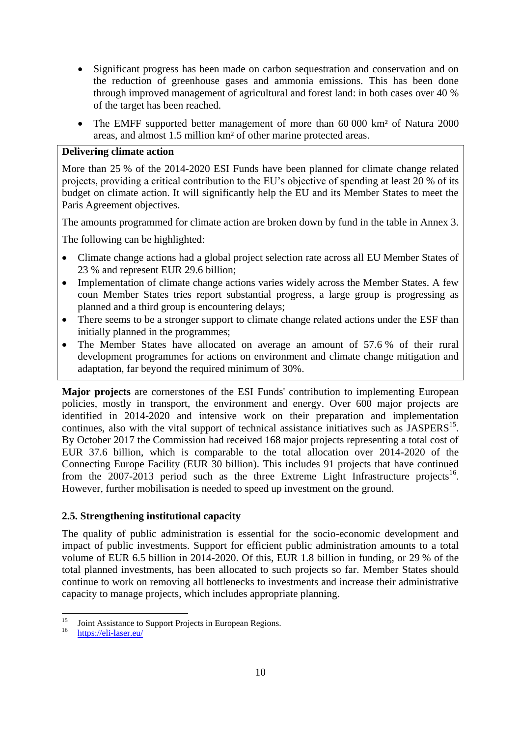- Significant progress has been made on carbon sequestration and conservation and on the reduction of greenhouse gases and ammonia emissions. This has been done through improved management of agricultural and forest land: in both cases over 40 % of the target has been reached.
- The EMFF supported better management of more than 60 000 km² of Natura 2000 areas, and almost 1.5 million km² of other marine protected areas.

**Delivering climate action**

More than 25 % of the 2014-2020 ESI Funds have been planned for climate change related projects, providing a critical contribution to the EU's objective of spending at least 20 % of its budget on climate action. It will significantly help the EU and its Member States to meet the Paris Agreement objectives.

The amounts programmed for climate action are broken down by fund in the table in Annex 3.

The following can be highlighted:

- Climate change actions had a global project selection rate across all EU Member States of 23 % and represent EUR 29.6 billion;
- Implementation of climate change actions varies widely across the Member States. A few coun Member States tries report substantial progress, a large group is progressing as planned and a third group is encountering delays;
- There seems to be a stronger support to climate change related actions under the ESF than initially planned in the programmes;
- The Member States have allocated on average an amount of 57.6 % of their rural development programmes for actions on environment and climate change mitigation and adaptation, far beyond the required minimum of 30%.

**Major projects** are cornerstones of the ESI Funds' contribution to implementing European policies, mostly in transport, the environment and energy. Over 600 major projects are identified in 2014-2020 and intensive work on their preparation and implementation continues, also with the vital support of technical assistance initiatives such as JASPERS[15]. By October 2017 the Commission had received 168 major projects representing a total cost of EUR 37.6 billion, which is comparable to the total allocation over 2014-2020 of the Connecting Europe Facility (EUR 30 billion). This includes 91 projects that have continued from the 2007-2013 period such as the three Extreme Light Infrastructure projects[16]. However, further mobilisation is needed to speed up investment on the ground.

### 2.5. Strengthening institutional capacity

The quality of public administration is essential for the socio-economic development and impact of public investments. Support for efficient public administration amounts to a total volume of EUR 6.5 billion in 2014-2020. Of this, EUR 1.8 billion in funding, or 29 % of the total planned investments, has been allocated to such projects so far. Member States should continue to work on removing all bottlenecks to investments and increase their administrative capacity to manage projects, which includes appropriate planning.

---

[15] Joint Assistance to Support Projects in European Regions.

[16] https://eli-laser.eu/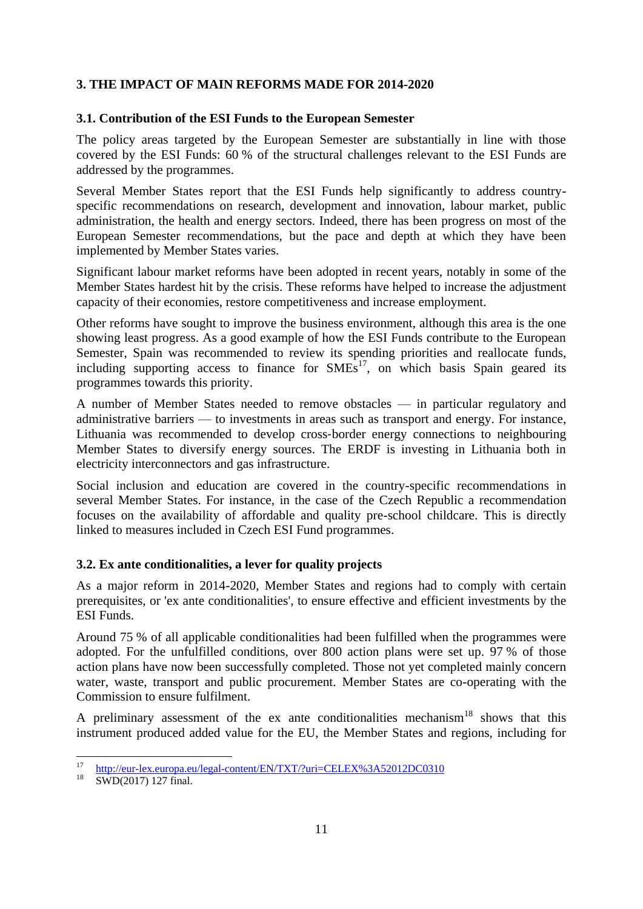## 3. THE IMPACT OF MAIN REFORMS MADE FOR 2014-2020

### 3.1. Contribution of the ESI Funds to the European Semester

The policy areas targeted by the European Semester are substantially in line with those covered by the ESI Funds: 60 % of the structural challenges relevant to the ESI Funds are addressed by the programmes.

Several Member States report that the ESI Funds help significantly to address country-specific recommendations on research, development and innovation, labour market, public administration, the health and energy sectors. Indeed, there has been progress on most of the European Semester recommendations, but the pace and depth at which they have been implemented by Member States varies.

Significant labour market reforms have been adopted in recent years, notably in some of the Member States hardest hit by the crisis. These reforms have helped to increase the adjustment capacity of their economies, restore competitiveness and increase employment.

Other reforms have sought to improve the business environment, although this area is the one showing least progress. As a good example of how the ESI Funds contribute to the European Semester, Spain was recommended to review its spending priorities and reallocate funds, including supporting access to finance for SMEs[17], on which basis Spain geared its programmes towards this priority.

A number of Member States needed to remove obstacles — in particular regulatory and administrative barriers — to investments in areas such as transport and energy. For instance, Lithuania was recommended to develop cross-border energy connections to neighbouring Member States to diversify energy sources. The ERDF is investing in Lithuania both in electricity interconnectors and gas infrastructure.

Social inclusion and education are covered in the country-specific recommendations in several Member States. For instance, in the case of the Czech Republic a recommendation focuses on the availability of affordable and quality pre-school childcare. This is directly linked to measures included in Czech ESI Fund programmes.

### 3.2. Ex ante conditionalities, a lever for quality projects

As a major reform in 2014-2020, Member States and regions had to comply with certain prerequisites, or 'ex ante conditionalities', to ensure effective and efficient investments by the ESI Funds.

Around 75 % of all applicable conditionalities had been fulfilled when the programmes were adopted. For the unfulfilled conditions, over 800 action plans were set up. 97 % of those action plans have now been successfully completed. Those not yet completed mainly concern water, waste, transport and public procurement. Member States are co-operating with the Commission to ensure fulfilment.

A preliminary assessment of the ex ante conditionalities mechanism[18] shows that this instrument produced added value for the EU, the Member States and regions, including for

---

[17] http://eur-lex.europa.eu/legal-content/EN/TXT/?uri=CELEX%3A52012DC0310

[18] SWD(2017) 127 final.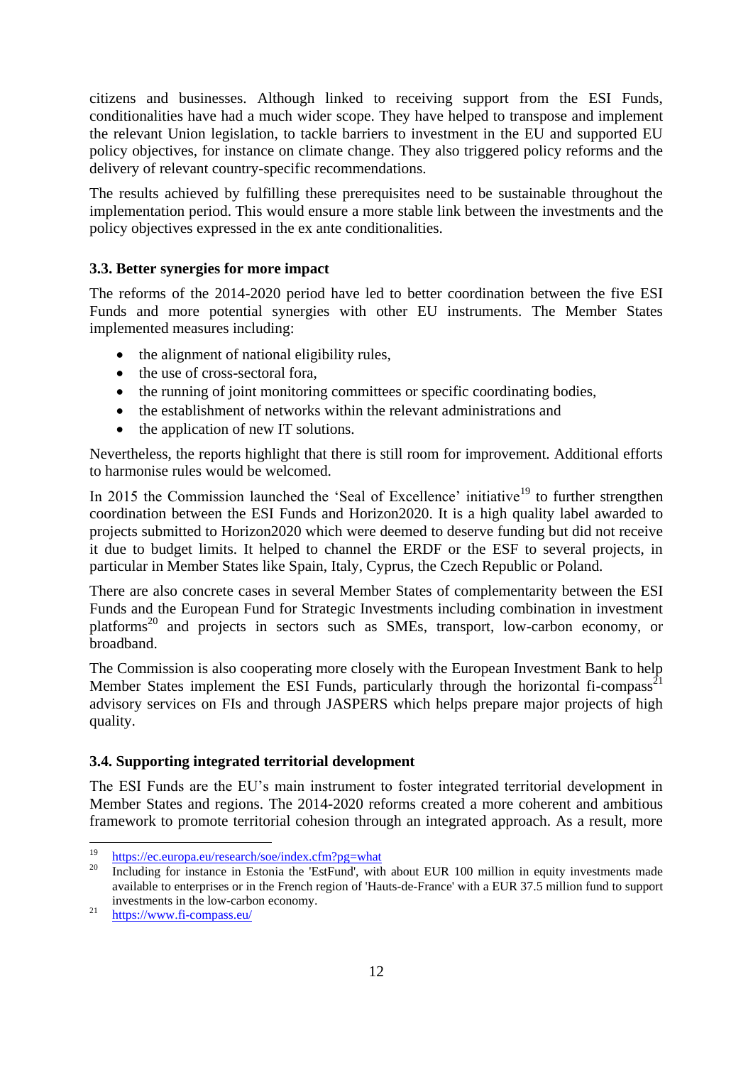citizens and businesses. Although linked to receiving support from the ESI Funds, conditionalities have had a much wider scope. They have helped to transpose and implement the relevant Union legislation, to tackle barriers to investment in the EU and supported EU policy objectives, for instance on climate change. They also triggered policy reforms and the delivery of relevant country-specific recommendations.

The results achieved by fulfilling these prerequisites need to be sustainable throughout the implementation period. This would ensure a more stable link between the investments and the policy objectives expressed in the ex ante conditionalities.

### 3.3. Better synergies for more impact

The reforms of the 2014-2020 period have led to better coordination between the five ESI Funds and more potential synergies with other EU instruments. The Member States implemented measures including:

- the alignment of national eligibility rules,
- the use of cross-sectoral fora,
- the running of joint monitoring committees or specific coordinating bodies,
- the establishment of networks within the relevant administrations and
- the application of new IT solutions.

Nevertheless, the reports highlight that there is still room for improvement. Additional efforts to harmonise rules would be welcomed.

In 2015 the Commission launched the 'Seal of Excellence' initiative[19] to further strengthen coordination between the ESI Funds and Horizon2020. It is a high quality label awarded to projects submitted to Horizon2020 which were deemed to deserve funding but did not receive it due to budget limits. It helped to channel the ERDF or the ESF to several projects, in particular in Member States like Spain, Italy, Cyprus, the Czech Republic or Poland.

There are also concrete cases in several Member States of complementarity between the ESI Funds and the European Fund for Strategic Investments including combination in investment platforms[20] and projects in sectors such as SMEs, transport, low-carbon economy, or broadband.

The Commission is also cooperating more closely with the European Investment Bank to help Member States implement the ESI Funds, particularly through the horizontal fi-compass[21] advisory services on FIs and through JASPERS which helps prepare major projects of high quality.

### 3.4. Supporting integrated territorial development

The ESI Funds are the EU's main instrument to foster integrated territorial development in Member States and regions. The 2014-2020 reforms created a more coherent and ambitious framework to promote territorial cohesion through an integrated approach. As a result, more

---

[19] https://ec.europa.eu/research/soe/index.cfm?pg=what

[20] Including for instance in Estonia the 'EstFund', with about EUR 100 million in equity investments made available to enterprises or in the French region of 'Hauts-de-France' with a EUR 37.5 million fund to support investments in the low-carbon economy.

[21] https://www.fi-compass.eu/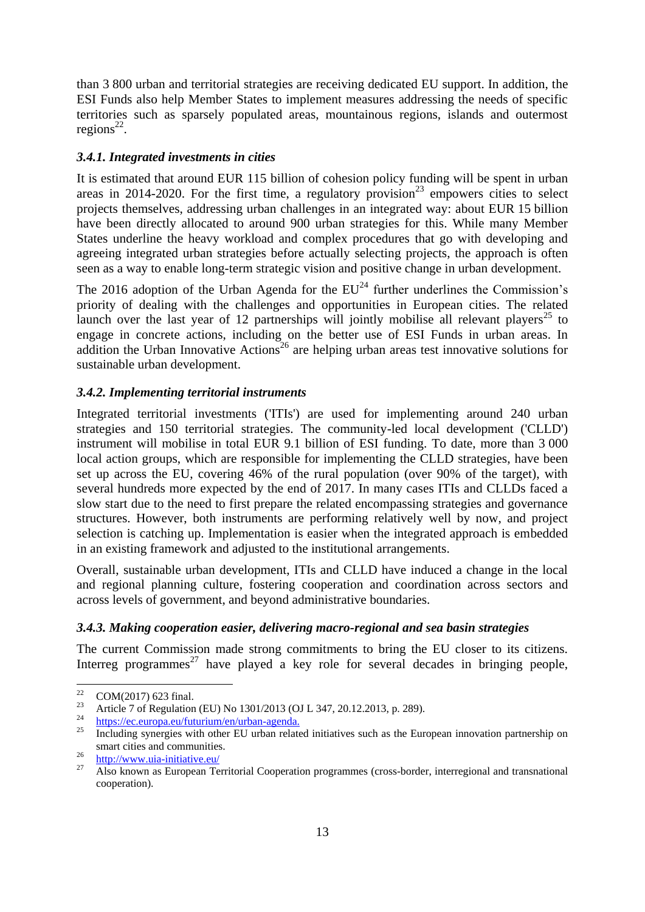than 3 800 urban and territorial strategies are receiving dedicated EU support. In addition, the ESI Funds also help Member States to implement measures addressing the needs of specific territories such as sparsely populated areas, mountainous regions, islands and outermost regions[22].

### *3.4.1. Integrated investments in cities*

It is estimated that around EUR 115 billion of cohesion policy funding will be spent in urban areas in 2014-2020. For the first time, a regulatory provision[23] empowers cities to select projects themselves, addressing urban challenges in an integrated way: about EUR 15 billion have been directly allocated to around 900 urban strategies for this. While many Member States underline the heavy workload and complex procedures that go with developing and agreeing integrated urban strategies before actually selecting projects, the approach is often seen as a way to enable long-term strategic vision and positive change in urban development.

The 2016 adoption of the Urban Agenda for the EU[24] further underlines the Commission's priority of dealing with the challenges and opportunities in European cities. The related launch over the last year of 12 partnerships will jointly mobilise all relevant players[25] to engage in concrete actions, including on the better use of ESI Funds in urban areas. In addition the Urban Innovative Actions[26] are helping urban areas test innovative solutions for sustainable urban development.

### *3.4.2. Implementing territorial instruments*

Integrated territorial investments ('ITIs') are used for implementing around 240 urban strategies and 150 territorial strategies. The community-led local development ('CLLD') instrument will mobilise in total EUR 9.1 billion of ESI funding. To date, more than 3 000 local action groups, which are responsible for implementing the CLLD strategies, have been set up across the EU, covering 46% of the rural population (over 90% of the target), with several hundreds more expected by the end of 2017. In many cases ITIs and CLLDs faced a slow start due to the need to first prepare the related encompassing strategies and governance structures. However, both instruments are performing relatively well by now, and project selection is catching up. Implementation is easier when the integrated approach is embedded in an existing framework and adjusted to the institutional arrangements.

Overall, sustainable urban development, ITIs and CLLD have induced a change in the local and regional planning culture, fostering cooperation and coordination across sectors and across levels of government, and beyond administrative boundaries.

### *3.4.3. Making cooperation easier, delivering macro-regional and sea basin strategies*

The current Commission made strong commitments to bring the EU closer to its citizens. Interreg programmes[27] have played a key role for several decades in bringing people,

---

[22] COM(2017) 623 final.

[23] Article 7 of Regulation (EU) No 1301/2013 (OJ L 347, 20.12.2013, p. 289).

[24] https://ec.europa.eu/futurium/en/urban-agenda.

[25] Including synergies with other EU urban related initiatives such as the European innovation partnership on smart cities and communities.

[26] http://www.uia-initiative.eu/

[27] Also known as European Territorial Cooperation programmes (cross-border, interregional and transnational cooperation).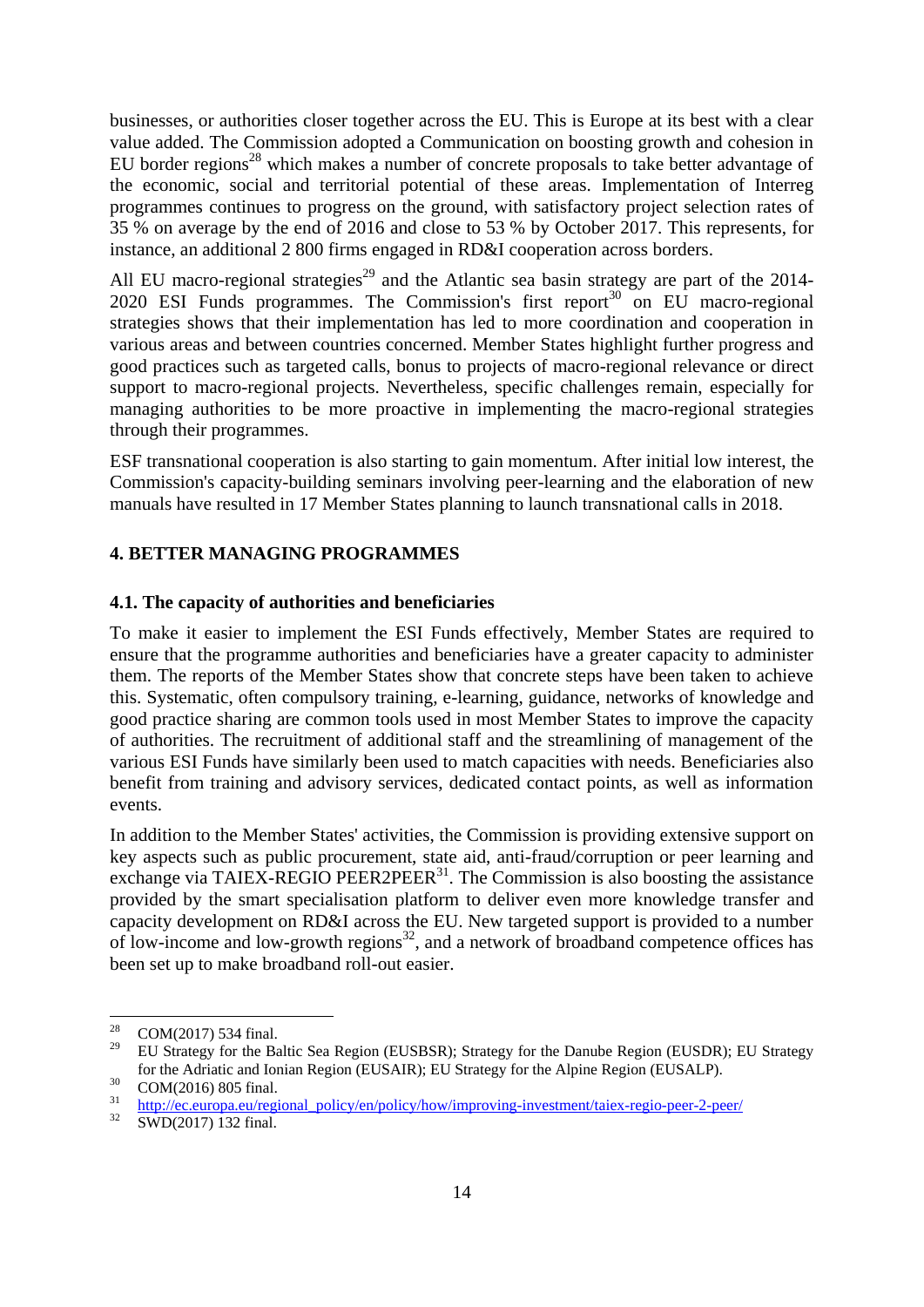businesses, or authorities closer together across the EU. This is Europe at its best with a clear value added. The Commission adopted a Communication on boosting growth and cohesion in EU border regions[28] which makes a number of concrete proposals to take better advantage of the economic, social and territorial potential of these areas. Implementation of Interreg programmes continues to progress on the ground, with satisfactory project selection rates of 35 % on average by the end of 2016 and close to 53 % by October 2017. This represents, for instance, an additional 2 800 firms engaged in RD&I cooperation across borders.

All EU macro-regional strategies[29] and the Atlantic sea basin strategy are part of the 2014-2020 ESI Funds programmes. The Commission's first report[30] on EU macro-regional strategies shows that their implementation has led to more coordination and cooperation in various areas and between countries concerned. Member States highlight further progress and good practices such as targeted calls, bonus to projects of macro-regional relevance or direct support to macro-regional projects. Nevertheless, specific challenges remain, especially for managing authorities to be more proactive in implementing the macro-regional strategies through their programmes.

ESF transnational cooperation is also starting to gain momentum. After initial low interest, the Commission's capacity-building seminars involving peer-learning and the elaboration of new manuals have resulted in 17 Member States planning to launch transnational calls in 2018.

## 4. BETTER MANAGING PROGRAMMES

### 4.1. The capacity of authorities and beneficiaries

To make it easier to implement the ESI Funds effectively, Member States are required to ensure that the programme authorities and beneficiaries have a greater capacity to administer them. The reports of the Member States show that concrete steps have been taken to achieve this. Systematic, often compulsory training, e-learning, guidance, networks of knowledge and good practice sharing are common tools used in most Member States to improve the capacity of authorities. The recruitment of additional staff and the streamlining of management of the various ESI Funds have similarly been used to match capacities with needs. Beneficiaries also benefit from training and advisory services, dedicated contact points, as well as information events.

In addition to the Member States' activities, the Commission is providing extensive support on key aspects such as public procurement, state aid, anti-fraud/corruption or peer learning and exchange via TAIEX-REGIO PEER2PEER[31]. The Commission is also boosting the assistance provided by the smart specialisation platform to deliver even more knowledge transfer and capacity development on RD&I across the EU. New targeted support is provided to a number of low-income and low-growth regions[32], and a network of broadband competence offices has been set up to make broadband roll-out easier.

---

[28] COM(2017) 534 final.

[29] EU Strategy for the Baltic Sea Region (EUSBSR); Strategy for the Danube Region (EUSDR); EU Strategy for the Adriatic and Ionian Region (EUSAIR); EU Strategy for the Alpine Region (EUSALP).

[30] COM(2016) 805 final.

[31] http://ec.europa.eu/regional_policy/en/policy/how/improving-investment/taiex-regio-peer-2-peer/

[32] SWD(2017) 132 final.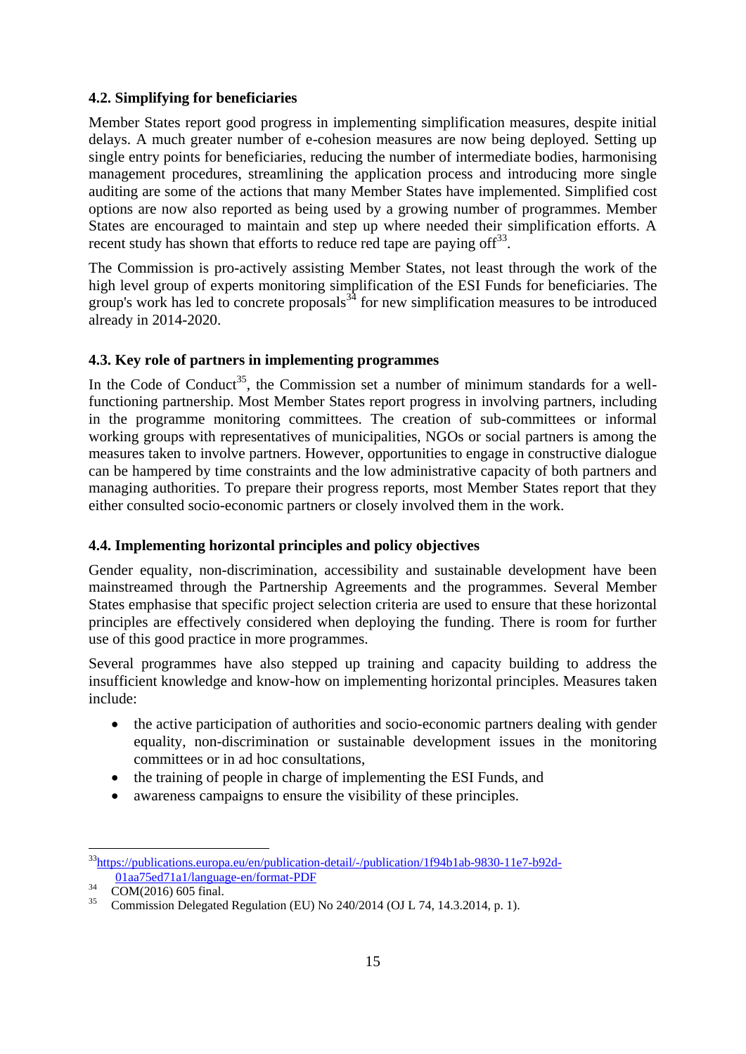### 4.2. Simplifying for beneficiaries

Member States report good progress in implementing simplification measures, despite initial delays. A much greater number of e-cohesion measures are now being deployed. Setting up single entry points for beneficiaries, reducing the number of intermediate bodies, harmonising management procedures, streamlining the application process and introducing more single auditing are some of the actions that many Member States have implemented. Simplified cost options are now also reported as being used by a growing number of programmes. Member States are encouraged to maintain and step up where needed their simplification efforts. A recent study has shown that efforts to reduce red tape are paying off[33].

The Commission is pro-actively assisting Member States, not least through the work of the high level group of experts monitoring simplification of the ESI Funds for beneficiaries. The group's work has led to concrete proposals[34] for new simplification measures to be introduced already in 2014-2020.

### 4.3. Key role of partners in implementing programmes

In the Code of Conduct[35], the Commission set a number of minimum standards for a well-functioning partnership. Most Member States report progress in involving partners, including in the programme monitoring committees. The creation of sub-committees or informal working groups with representatives of municipalities, NGOs or social partners is among the measures taken to involve partners. However, opportunities to engage in constructive dialogue can be hampered by time constraints and the low administrative capacity of both partners and managing authorities. To prepare their progress reports, most Member States report that they either consulted socio-economic partners or closely involved them in the work.

### 4.4. Implementing horizontal principles and policy objectives

Gender equality, non-discrimination, accessibility and sustainable development have been mainstreamed through the Partnership Agreements and the programmes. Several Member States emphasise that specific project selection criteria are used to ensure that these horizontal principles are effectively considered when deploying the funding. There is room for further use of this good practice in more programmes.

Several programmes have also stepped up training and capacity building to address the insufficient knowledge and know-how on implementing horizontal principles. Measures taken include:

- the active participation of authorities and socio-economic partners dealing with gender equality, non-discrimination or sustainable development issues in the monitoring committees or in ad hoc consultations,
- the training of people in charge of implementing the ESI Funds, and
- awareness campaigns to ensure the visibility of these principles.

---

[33] https://publications.europa.eu/en/publication-detail/-/publication/1f94b1ab-9830-11e7-b92d-01aa75ed71a1/language-en/format-PDF

[34] COM(2016) 605 final.

[35] Commission Delegated Regulation (EU) No 240/2014 (OJ L 74, 14.3.2014, p. 1).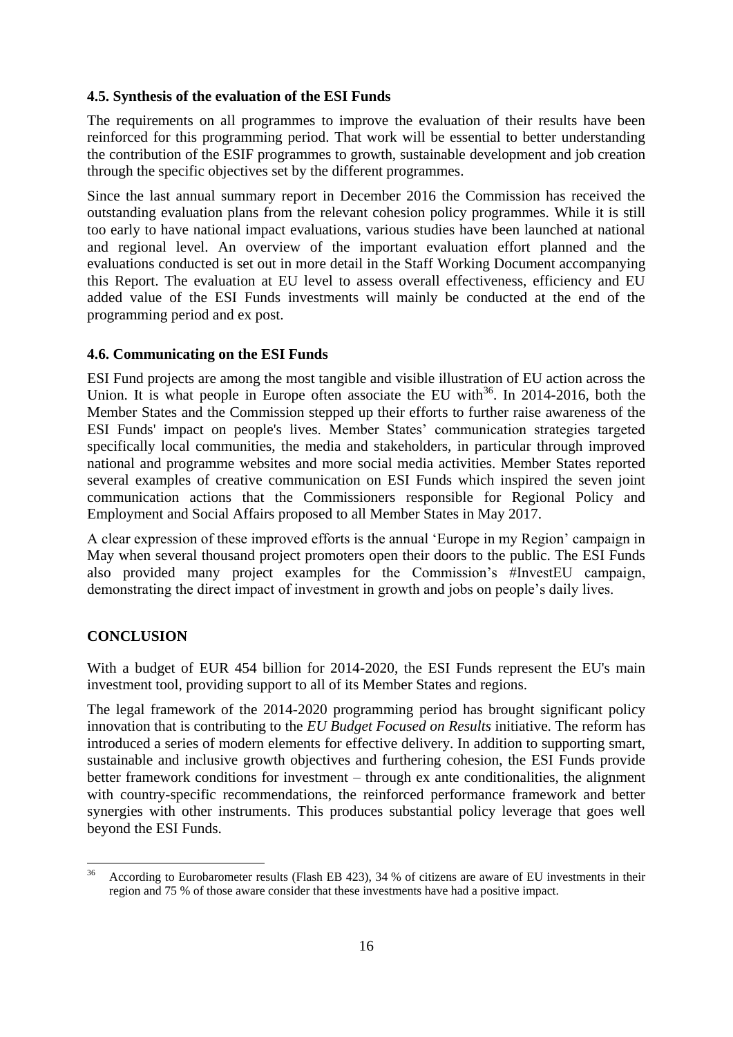### 4.5. Synthesis of the evaluation of the ESI Funds

The requirements on all programmes to improve the evaluation of their results have been reinforced for this programming period. That work will be essential to better understanding the contribution of the ESIF programmes to growth, sustainable development and job creation through the specific objectives set by the different programmes.

Since the last annual summary report in December 2016 the Commission has received the outstanding evaluation plans from the relevant cohesion policy programmes. While it is still too early to have national impact evaluations, various studies have been launched at national and regional level. An overview of the important evaluation effort planned and the evaluations conducted is set out in more detail in the Staff Working Document accompanying this Report. The evaluation at EU level to assess overall effectiveness, efficiency and EU added value of the ESI Funds investments will mainly be conducted at the end of the programming period and ex post.

### 4.6. Communicating on the ESI Funds

ESI Fund projects are among the most tangible and visible illustration of EU action across the Union. It is what people in Europe often associate the EU with[36]. In 2014-2016, both the Member States and the Commission stepped up their efforts to further raise awareness of the ESI Funds' impact on people's lives. Member States' communication strategies targeted specifically local communities, the media and stakeholders, in particular through improved national and programme websites and more social media activities. Member States reported several examples of creative communication on ESI Funds which inspired the seven joint communication actions that the Commissioners responsible for Regional Policy and Employment and Social Affairs proposed to all Member States in May 2017.

A clear expression of these improved efforts is the annual 'Europe in my Region' campaign in May when several thousand project promoters open their doors to the public. The ESI Funds also provided many project examples for the Commission's #InvestEU campaign, demonstrating the direct impact of investment in growth and jobs on people's daily lives.

## CONCLUSION

With a budget of EUR 454 billion for 2014-2020, the ESI Funds represent the EU's main investment tool, providing support to all of its Member States and regions.

The legal framework of the 2014-2020 programming period has brought significant policy innovation that is contributing to the *EU Budget Focused on Results* initiative. The reform has introduced a series of modern elements for effective delivery. In addition to supporting smart, sustainable and inclusive growth objectives and furthering cohesion, the ESI Funds provide better framework conditions for investment – through ex ante conditionalities, the alignment with country-specific recommendations, the reinforced performance framework and better synergies with other instruments. This produces substantial policy leverage that goes well beyond the ESI Funds.

---

[36] According to Eurobarometer results (Flash EB 423), 34 % of citizens are aware of EU investments in their region and 75 % of those aware consider that these investments have had a positive impact.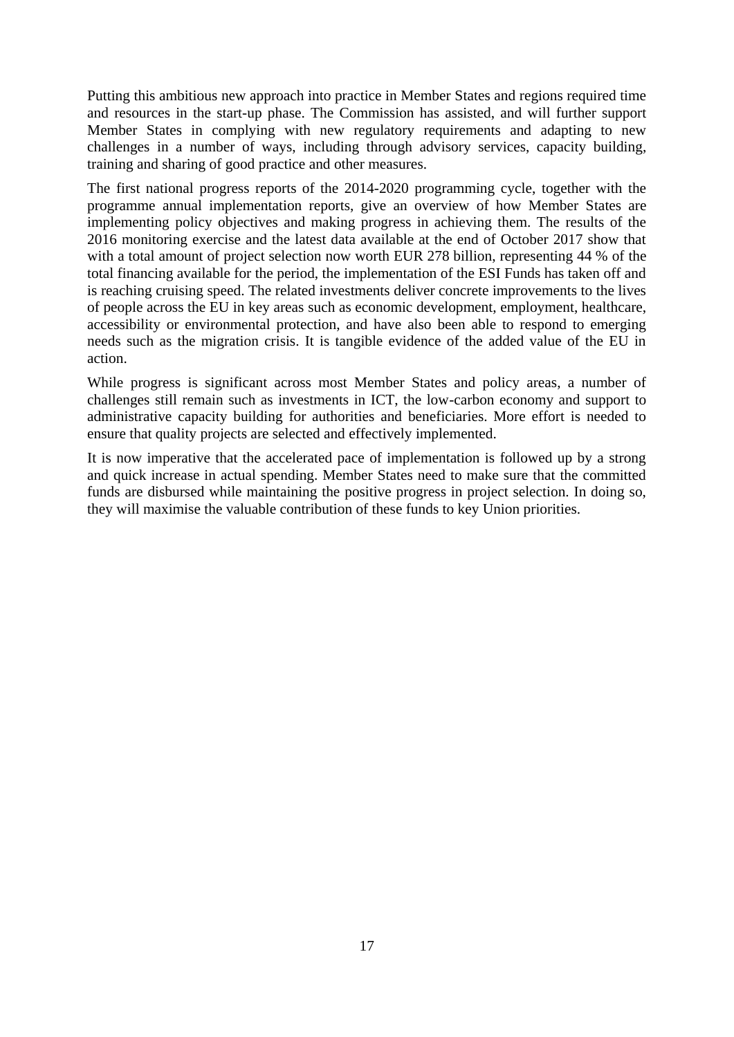Putting this ambitious new approach into practice in Member States and regions required time and resources in the start-up phase. The Commission has assisted, and will further support Member States in complying with new regulatory requirements and adapting to new challenges in a number of ways, including through advisory services, capacity building, training and sharing of good practice and other measures.

The first national progress reports of the 2014-2020 programming cycle, together with the programme annual implementation reports, give an overview of how Member States are implementing policy objectives and making progress in achieving them. The results of the 2016 monitoring exercise and the latest data available at the end of October 2017 show that with a total amount of project selection now worth EUR 278 billion, representing 44 % of the total financing available for the period, the implementation of the ESI Funds has taken off and is reaching cruising speed. The related investments deliver concrete improvements to the lives of people across the EU in key areas such as economic development, employment, healthcare, accessibility or environmental protection, and have also been able to respond to emerging needs such as the migration crisis. It is tangible evidence of the added value of the EU in action.

While progress is significant across most Member States and policy areas, a number of challenges still remain such as investments in ICT, the low-carbon economy and support to administrative capacity building for authorities and beneficiaries. More effort is needed to ensure that quality projects are selected and effectively implemented.

It is now imperative that the accelerated pace of implementation is followed up by a strong and quick increase in actual spending. Member States need to make sure that the committed funds are disbursed while maintaining the positive progress in project selection. In doing so, they will maximise the valuable contribution of these funds to key Union priorities.